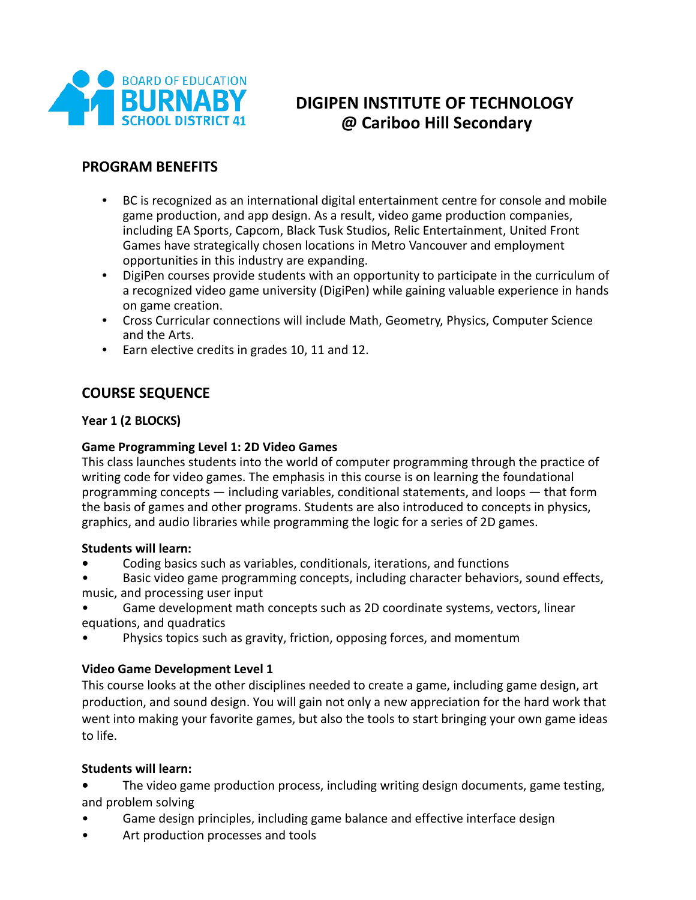BOARD OF EDUCATION
BURNABY
SCHOOL DISTRICT 41

# DIGIPEN INSTITUTE OF TECHNOLOGY @ Cariboo Hill Secondary

## PROGRAM BENEFITS

- BC is recognized as an international digital entertainment centre for console and mobile game production, and app design. As a result, video game production companies, including EA Sports, Capcom, Black Tusk Studios, Relic Entertainment, United Front Games have strategically chosen locations in Metro Vancouver and employment opportunities in this industry are expanding.
- DigiPen courses provide students with an opportunity to participate in the curriculum of a recognized video game university (DigiPen) while gaining valuable experience in hands on game creation.
- Cross Curricular connections will include Math, Geometry, Physics, Computer Science and the Arts.
- Earn elective credits in grades 10, 11 and 12.

## COURSE SEQUENCE

**Year 1 (2 BLOCKS)**

**Game Programming Level 1: 2D Video Games**

This class launches students into the world of computer programming through the practice of writing code for video games. The emphasis in this course is on learning the foundational programming concepts — including variables, conditional statements, and loops — that form the basis of games and other programs. Students are also introduced to concepts in physics, graphics, and audio libraries while programming the logic for a series of 2D games.

**Students will learn:**

- Coding basics such as variables, conditionals, iterations, and functions
- Basic video game programming concepts, including character behaviors, sound effects, music, and processing user input
- Game development math concepts such as 2D coordinate systems, vectors, linear equations, and quadratics
- Physics topics such as gravity, friction, opposing forces, and momentum

**Video Game Development Level 1**

This course looks at the other disciplines needed to create a game, including game design, art production, and sound design. You will gain not only a new appreciation for the hard work that went into making your favorite games, but also the tools to start bringing your own game ideas to life.

**Students will learn:**

- The video game production process, including writing design documents, game testing, and problem solving
- Game design principles, including game balance and effective interface design
- Art production processes and tools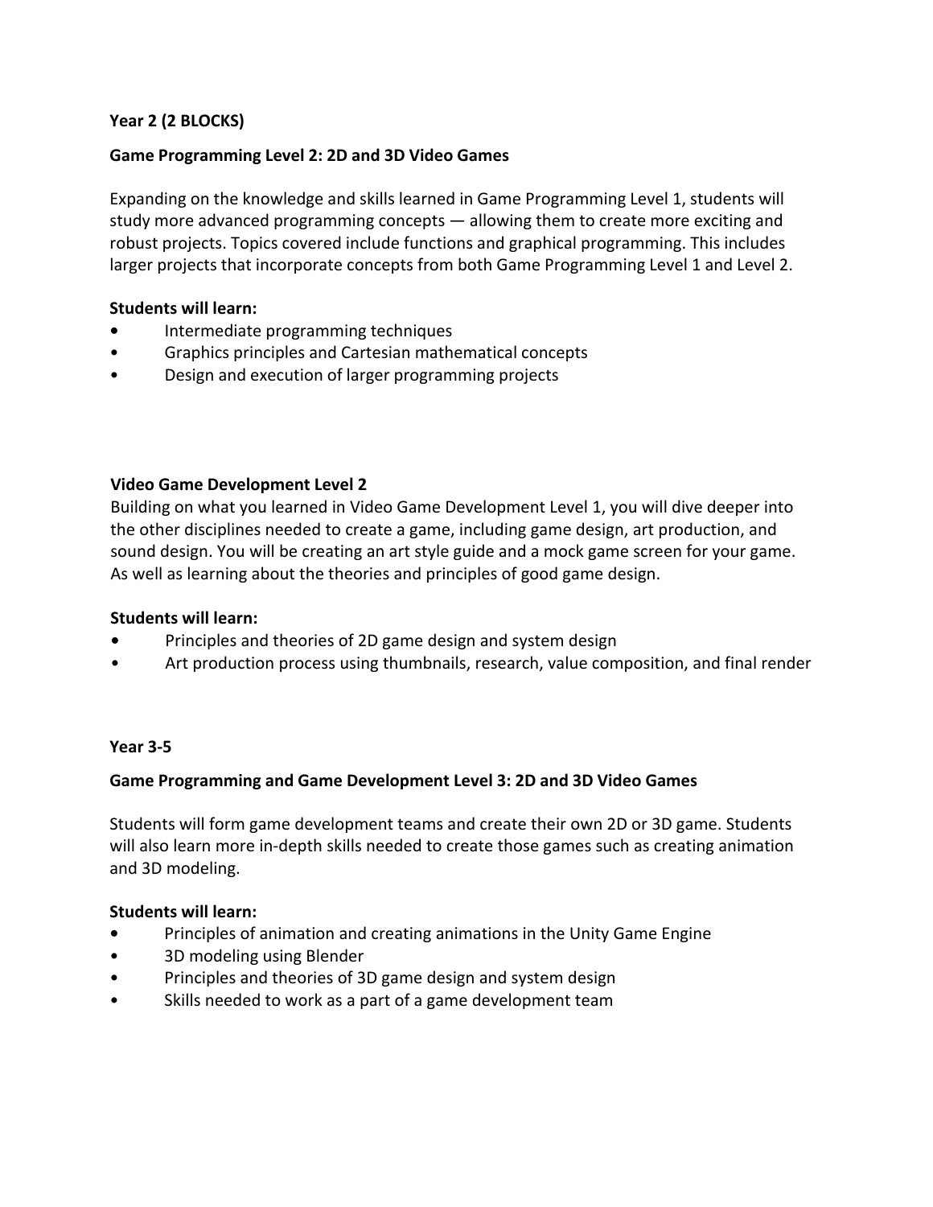**Year 2 (2 BLOCKS)**

**Game Programming Level 2: 2D and 3D Video Games**

Expanding on the knowledge and skills learned in Game Programming Level 1, students will study more advanced programming concepts — allowing them to create more exciting and robust projects. Topics covered include functions and graphical programming. This includes larger projects that incorporate concepts from both Game Programming Level 1 and Level 2.

**Students will learn:**

- Intermediate programming techniques
- Graphics principles and Cartesian mathematical concepts
- Design and execution of larger programming projects

**Video Game Development Level 2**

Building on what you learned in Video Game Development Level 1, you will dive deeper into the other disciplines needed to create a game, including game design, art production, and sound design. You will be creating an art style guide and a mock game screen for your game. As well as learning about the theories and principles of good game design.

**Students will learn:**

- Principles and theories of 2D game design and system design
- Art production process using thumbnails, research, value composition, and final render

**Year 3-5**

**Game Programming and Game Development Level 3: 2D and 3D Video Games**

Students will form game development teams and create their own 2D or 3D game. Students will also learn more in-depth skills needed to create those games such as creating animation and 3D modeling.

**Students will learn:**

- Principles of animation and creating animations in the Unity Game Engine
- 3D modeling using Blender
- Principles and theories of 3D game design and system design
- Skills needed to work as a part of a game development team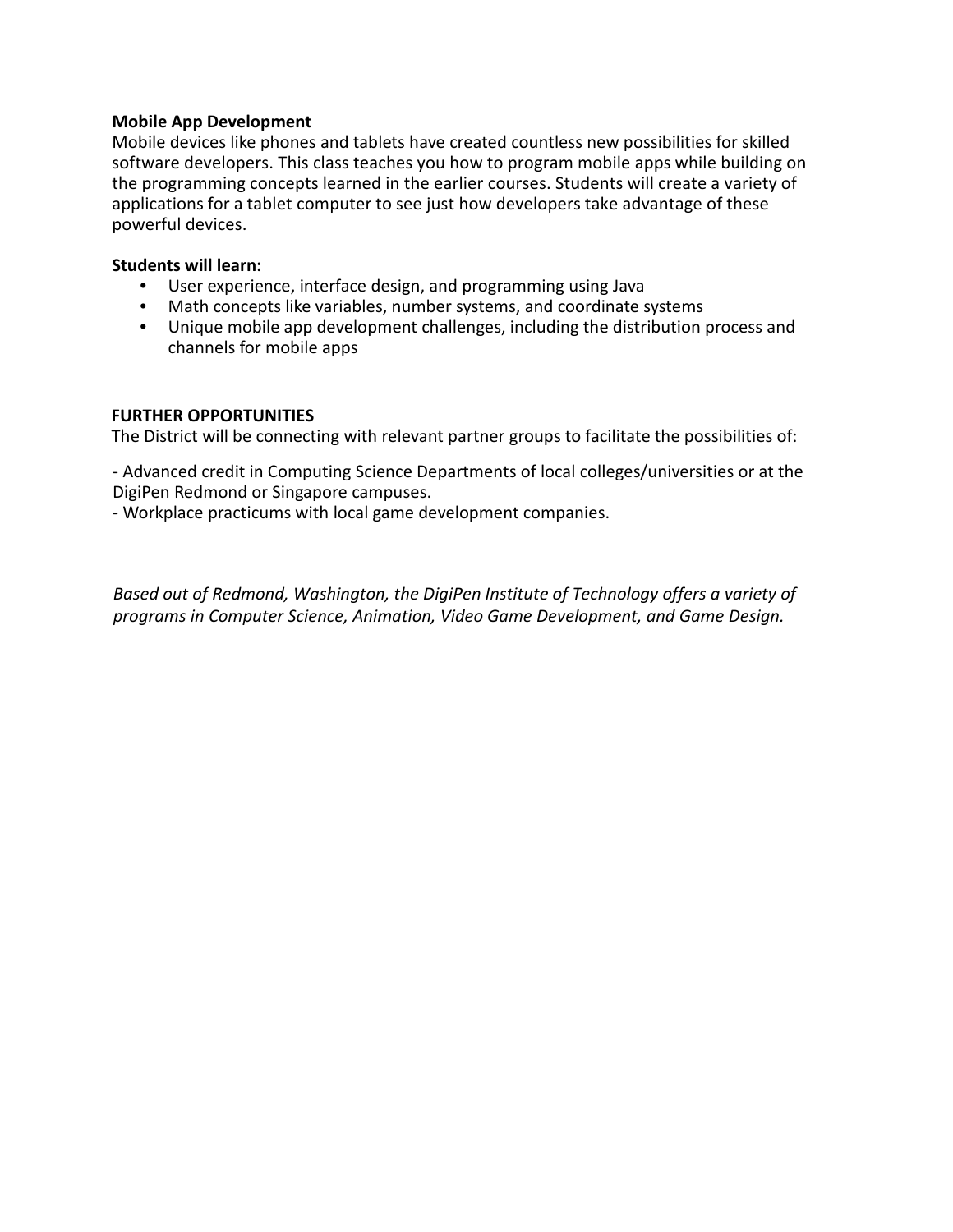**Mobile App Development**

Mobile devices like phones and tablets have created countless new possibilities for skilled software developers. This class teaches you how to program mobile apps while building on the programming concepts learned in the earlier courses. Students will create a variety of applications for a tablet computer to see just how developers take advantage of these powerful devices.

**Students will learn:**

- User experience, interface design, and programming using Java
- Math concepts like variables, number systems, and coordinate systems
- Unique mobile app development challenges, including the distribution process and channels for mobile apps

**FURTHER OPPORTUNITIES**

The District will be connecting with relevant partner groups to facilitate the possibilities of:

- Advanced credit in Computing Science Departments of local colleges/universities or at the DigiPen Redmond or Singapore campuses.
- Workplace practicums with local game development companies.

*Based out of Redmond, Washington, the DigiPen Institute of Technology offers a variety of programs in Computer Science, Animation, Video Game Development, and Game Design.*